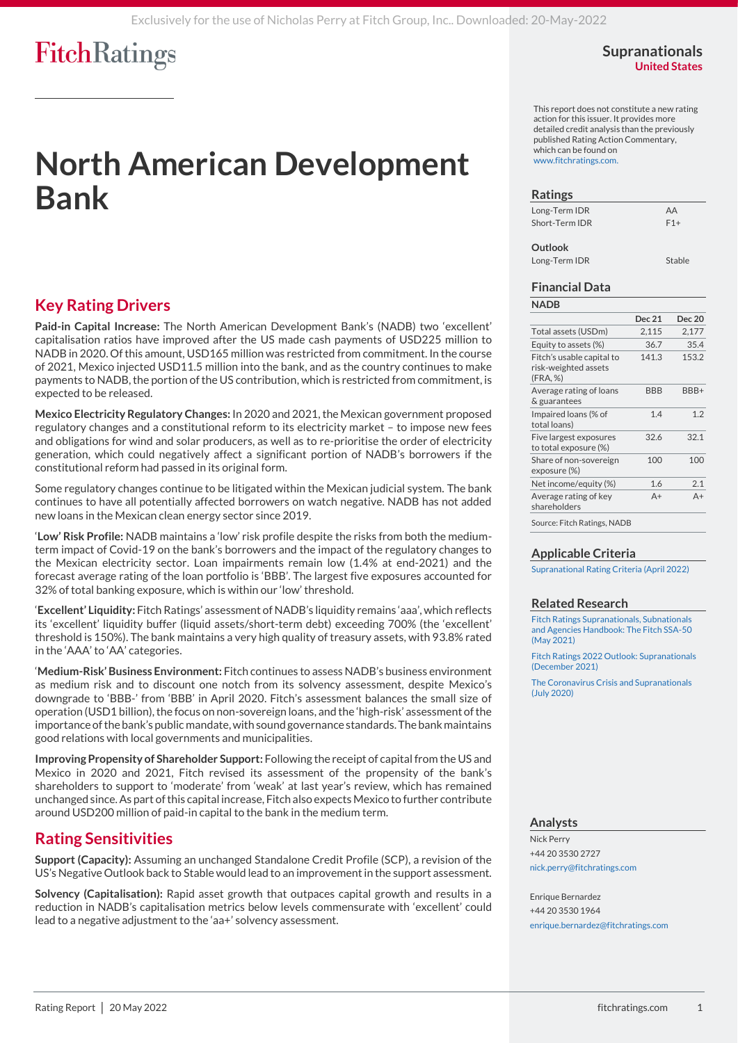# North American Development Bank

Supranationals
United States

This report does not constitute a new rating action for this issuer. It provides more detailed credit analysis than the previously published Rating Action Commentary, which can be found on www.fitchratings.com.

## Key Rating Drivers

**Paid-in Capital Increase:** The North American Development Bank's (NADB) two 'excellent' capitalisation ratios have improved after the US made cash payments of USD225 million to NADB in 2020. Of this amount, USD165 million was restricted from commitment. In the course of 2021, Mexico injected USD11.5 million into the bank, and as the country continues to make payments to NADB, the portion of the US contribution, which is restricted from commitment, is expected to be released.

**Mexico Electricity Regulatory Changes:** In 2020 and 2021, the Mexican government proposed regulatory changes and a constitutional reform to its electricity market – to impose new fees and obligations for wind and solar producers, as well as to re-prioritise the order of electricity generation, which could negatively affect a significant portion of NADB's borrowers if the constitutional reform had passed in its original form.

Some regulatory changes continue to be litigated within the Mexican judicial system. The bank continues to have all potentially affected borrowers on watch negative. NADB has not added new loans in the Mexican clean energy sector since 2019.

'**Low' Risk Profile:** NADB maintains a 'low' risk profile despite the risks from both the medium-term impact of Covid-19 on the bank's borrowers and the impact of the regulatory changes to the Mexican electricity sector. Loan impairments remain low (1.4% at end-2021) and the forecast average rating of the loan portfolio is 'BBB'. The largest five exposures accounted for 32% of total banking exposure, which is within our 'low' threshold.

'**Excellent' Liquidity:** Fitch Ratings' assessment of NADB's liquidity remains 'aaa', which reflects its 'excellent' liquidity buffer (liquid assets/short-term debt) exceeding 700% (the 'excellent' threshold is 150%). The bank maintains a very high quality of treasury assets, with 93.8% rated in the 'AAA' to 'AA' categories.

'**Medium-Risk' Business Environment:** Fitch continues to assess NADB's business environment as medium risk and to discount one notch from its solvency assessment, despite Mexico's downgrade to 'BBB-' from 'BBB' in April 2020. Fitch's assessment balances the small size of operation (USD1 billion), the focus on non-sovereign loans, and the 'high-risk' assessment of the importance of the bank's public mandate, with sound governance standards. The bank maintains good relations with local governments and municipalities.

**Improving Propensity of Shareholder Support:** Following the receipt of capital from the US and Mexico in 2020 and 2021, Fitch revised its assessment of the propensity of the bank's shareholders to support to 'moderate' from 'weak' at last year's review, which has remained unchanged since. As part of this capital increase, Fitch also expects Mexico to further contribute around USD200 million of paid-in capital to the bank in the medium term.

## Rating Sensitivities

**Support (Capacity):** Assuming an unchanged Standalone Credit Profile (SCP), a revision of the US's Negative Outlook back to Stable would lead to an improvement in the support assessment.

**Solvency (Capitalisation):** Rapid asset growth that outpaces capital growth and results in a reduction in NADB's capitalisation metrics below levels commensurate with 'excellent' could lead to a negative adjustment to the 'aa+' solvency assessment.

### Ratings

| | |
|---|---|
| Long-Term IDR | AA |
| Short-Term IDR | F1+ |

### Outlook

| | |
|---|---|
| Long-Term IDR | Stable |

### Financial Data

**NADB**

| | Dec 21 | Dec 20 |
|---|---|---|
| Total assets (USDm) | 2,115 | 2,177 |
| Equity to assets (%) | 36.7 | 35.4 |
| Fitch's usable capital to risk-weighted assets (FRA, %) | 141.3 | 153.2 |
| Average rating of loans & guarantees | BBB | BBB+ |
| Impaired loans (% of total loans) | 1.4 | 1.2 |
| Five largest exposures to total exposure (%) | 32.6 | 32.1 |
| Share of non-sovereign exposure (%) | 100 | 100 |
| Net income/equity (%) | 1.6 | 2.1 |
| Average rating of key shareholders | A+ | A+ |

Source: Fitch Ratings, NADB

### Applicable Criteria

Supranational Rating Criteria (April 2022)

### Related Research

Fitch Ratings Supranationals, Subnationals and Agencies Handbook: The Fitch SSA-50 (May 2021)

Fitch Ratings 2022 Outlook: Supranationals (December 2021)

The Coronavirus Crisis and Supranationals (July 2020)

### Analysts

Nick Perry
+44 20 3530 2727
nick.perry@fitchratings.com

Enrique Bernardez
+44 20 3530 1964
enrique.bernardez@fitchratings.com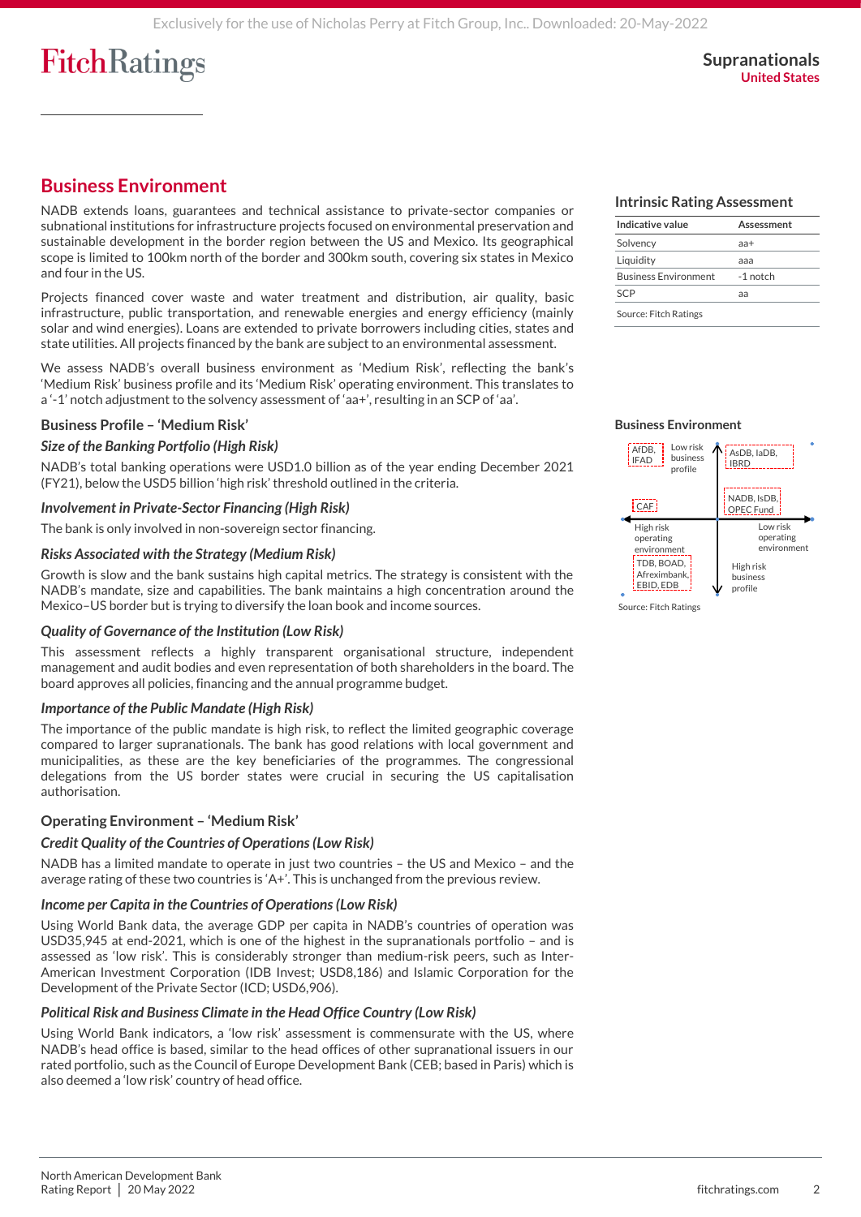## Business Environment

NADB extends loans, guarantees and technical assistance to private-sector companies or subnational institutions for infrastructure projects focused on environmental preservation and sustainable development in the border region between the US and Mexico. Its geographical scope is limited to 100km north of the border and 300km south, covering six states in Mexico and four in the US.

Projects financed cover waste and water treatment and distribution, air quality, basic infrastructure, public transportation, and renewable energies and energy efficiency (mainly solar and wind energies). Loans are extended to private borrowers including cities, states and state utilities. All projects financed by the bank are subject to an environmental assessment.

We assess NADB's overall business environment as 'Medium Risk', reflecting the bank's 'Medium Risk' business profile and its 'Medium Risk' operating environment. This translates to a '-1' notch adjustment to the solvency assessment of 'aa+', resulting in an SCP of 'aa'.

### Business Profile – 'Medium Risk'

#### *Size of the Banking Portfolio (High Risk)*

NADB's total banking operations were USD1.0 billion as of the year ending December 2021 (FY21), below the USD5 billion 'high risk' threshold outlined in the criteria.

#### *Involvement in Private-Sector Financing (High Risk)*

The bank is only involved in non-sovereign sector financing.

#### *Risks Associated with the Strategy (Medium Risk)*

Growth is slow and the bank sustains high capital metrics. The strategy is consistent with the NADB's mandate, size and capabilities. The bank maintains a high concentration around the Mexico–US border but is trying to diversify the loan book and income sources.

#### *Quality of Governance of the Institution (Low Risk)*

This assessment reflects a highly transparent organisational structure, independent management and audit bodies and even representation of both shareholders in the board. The board approves all policies, financing and the annual programme budget.

#### *Importance of the Public Mandate (High Risk)*

The importance of the public mandate is high risk, to reflect the limited geographic coverage compared to larger supranationals. The bank has good relations with local government and municipalities, as these are the key beneficiaries of the programmes. The congressional delegations from the US border states were crucial in securing the US capitalisation authorisation.

### Operating Environment – 'Medium Risk'

#### *Credit Quality of the Countries of Operations (Low Risk)*

NADB has a limited mandate to operate in just two countries – the US and Mexico – and the average rating of these two countries is 'A+'. This is unchanged from the previous review.

#### *Income per Capita in the Countries of Operations (Low Risk)*

Using World Bank data, the average GDP per capita in NADB's countries of operation was USD35,945 at end-2021, which is one of the highest in the supranationals portfolio – and is assessed as 'low risk'. This is considerably stronger than medium-risk peers, such as Inter-American Investment Corporation (IDB Invest; USD8,186) and Islamic Corporation for the Development of the Private Sector (ICD; USD6,906).

#### *Political Risk and Business Climate in the Head Office Country (Low Risk)*

Using World Bank indicators, a 'low risk' assessment is commensurate with the US, where NADB's head office is based, similar to the head offices of other supranational issuers in our rated portfolio, such as the Council of Europe Development Bank (CEB; based in Paris) which is also deemed a 'low risk' country of head office.

### Intrinsic Rating Assessment

| Indicative value | Assessment |
|---|---|
| Solvency | aa+ |
| Liquidity | aaa |
| Business Environment | -1 notch |
| SCP | aa |

Source: Fitch Ratings

### Business Environment

Quadrant chart (vertical axis: Low risk business profile at top, High risk business profile at bottom; horizontal axis: High risk operating environment at left, Low risk operating environment at right):

- Low risk business profile / High risk operating environment: AfDB, IFAD; CAF
- Low risk business profile / Low risk operating environment: AsDB, IaDB, IBRD; NADB, IsDB, OPEC Fund
- High risk business profile / High risk operating environment: TDB, BOAD, Afreximbank, EBID, EDB

Source: Fitch Ratings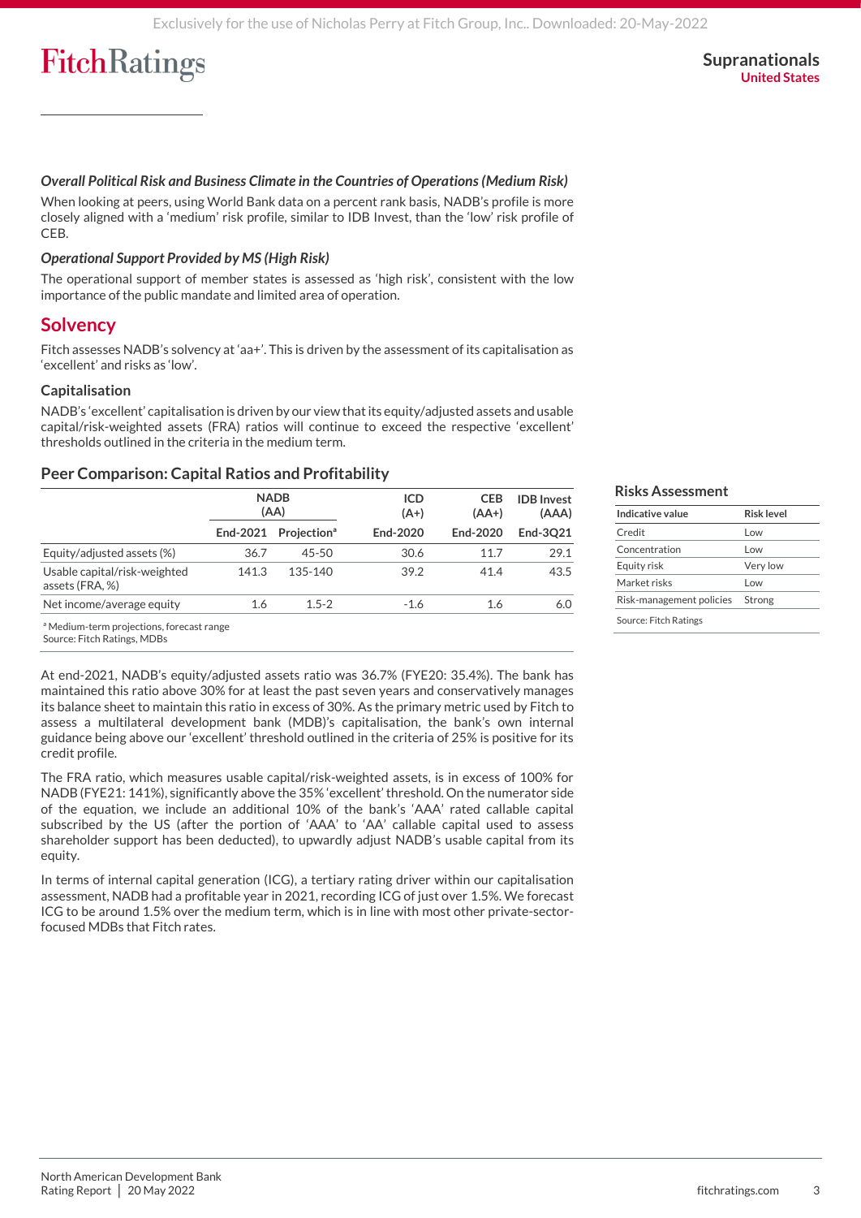### *Overall Political Risk and Business Climate in the Countries of Operations (Medium Risk)*

When looking at peers, using World Bank data on a percent rank basis, NADB's profile is more closely aligned with a 'medium' risk profile, similar to IDB Invest, than the 'low' risk profile of CEB.

### *Operational Support Provided by MS (High Risk)*

The operational support of member states is assessed as 'high risk', consistent with the low importance of the public mandate and limited area of operation.

## Solvency

Fitch assesses NADB's solvency at 'aa+'. This is driven by the assessment of its capitalisation as 'excellent' and risks as 'low'.

### Capitalisation

NADB's 'excellent' capitalisation is driven by our view that its equity/adjusted assets and usable capital/risk-weighted assets (FRA) ratios will continue to exceed the respective 'excellent' thresholds outlined in the criteria in the medium term.

### Peer Comparison: Capital Ratios and Profitability

| | NADB (AA) | | ICD (A+) | CEB (AA+) | IDB Invest (AAA) |
|---|---|---|---|---|---|
| | End-2021 | Projection[a] | End-2020 | End-2020 | End-3Q21 |
| Equity/adjusted assets (%) | 36.7 | 45-50 | 30.6 | 11.7 | 29.1 |
| Usable capital/risk-weighted assets (FRA, %) | 141.3 | 135-140 | 39.2 | 41.4 | 43.5 |
| Net income/average equity | 1.6 | 1.5-2 | -1.6 | 1.6 | 6.0 |

[a] Medium-term projections, forecast range
Source: Fitch Ratings, MDBs

At end-2021, NADB's equity/adjusted assets ratio was 36.7% (FYE20: 35.4%). The bank has maintained this ratio above 30% for at least the past seven years and conservatively manages its balance sheet to maintain this ratio in excess of 30%. As the primary metric used by Fitch to assess a multilateral development bank (MDB)'s capitalisation, the bank's own internal guidance being above our 'excellent' threshold outlined in the criteria of 25% is positive for its credit profile.

The FRA ratio, which measures usable capital/risk-weighted assets, is in excess of 100% for NADB (FYE21: 141%), significantly above the 35% 'excellent' threshold. On the numerator side of the equation, we include an additional 10% of the bank's 'AAA' rated callable capital subscribed by the US (after the portion of 'AAA' to 'AA' callable capital used to assess shareholder support has been deducted), to upwardly adjust NADB's usable capital from its equity.

In terms of internal capital generation (ICG), a tertiary rating driver within our capitalisation assessment, NADB had a profitable year in 2021, recording ICG of just over 1.5%. We forecast ICG to be around 1.5% over the medium term, which is in line with most other private-sector-focused MDBs that Fitch rates.

### Risks Assessment

| Indicative value | Risk level |
|---|---|
| Credit | Low |
| Concentration | Low |
| Equity risk | Very low |
| Market risks | Low |
| Risk-management policies | Strong |

Source: Fitch Ratings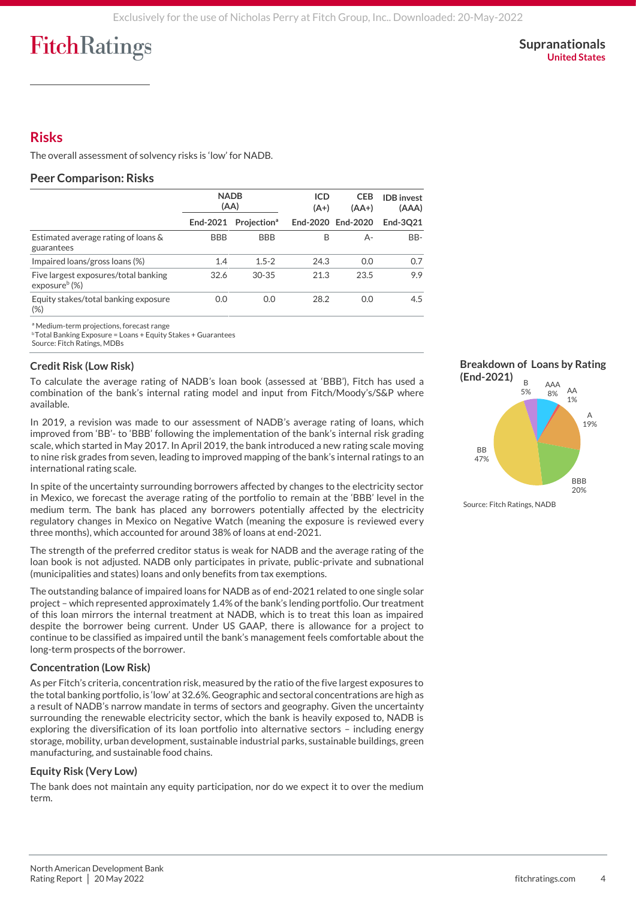## Risks

The overall assessment of solvency risks is 'low' for NADB.

### Peer Comparison: Risks

| | NADB (AA) | | ICD (A+) | CEB (AA+) | IDB invest (AAA) |
|---|---|---|---|---|---|
| | End-2021 | Projection[a] | End-2020 | End-2020 | End-3Q21 |
| Estimated average rating of loans & guarantees | BBB | BBB | B | A- | BB- |
| Impaired loans/gross loans (%) | 1.4 | 1.5-2 | 24.3 | 0.0 | 0.7 |
| Five largest exposures/total banking exposure[b] (%) | 32.6 | 30-35 | 21.3 | 23.5 | 9.9 |
| Equity stakes/total banking exposure (%) | 0.0 | 0.0 | 28.2 | 0.0 | 4.5 |

[a] Medium-term projections, forecast range
[b] Total Banking Exposure = Loans + Equity Stakes + Guarantees
Source: Fitch Ratings, MDBs

### Credit Risk (Low Risk)

To calculate the average rating of NADB's loan book (assessed at 'BBB'), Fitch has used a combination of the bank's internal rating model and input from Fitch/Moody's/S&P where available.

In 2019, a revision was made to our assessment of NADB's average rating of loans, which improved from 'BB'- to 'BBB' following the implementation of the bank's internal risk grading scale, which started in May 2017. In April 2019, the bank introduced a new rating scale moving to nine risk grades from seven, leading to improved mapping of the bank's internal ratings to an international rating scale.

In spite of the uncertainty surrounding borrowers affected by changes to the electricity sector in Mexico, we forecast the average rating of the portfolio to remain at the 'BBB' level in the medium term. The bank has placed any borrowers potentially affected by the electricity regulatory changes in Mexico on Negative Watch (meaning the exposure is reviewed every three months), which accounted for around 38% of loans at end-2021.

The strength of the preferred creditor status is weak for NADB and the average rating of the loan book is not adjusted. NADB only participates in private, public-private and subnational (municipalities and states) loans and only benefits from tax exemptions.

The outstanding balance of impaired loans for NADB as of end-2021 related to one single solar project – which represented approximately 1.4% of the bank's lending portfolio. Our treatment of this loan mirrors the internal treatment at NADB, which is to treat this loan as impaired despite the borrower being current. Under US GAAP, there is allowance for a project to continue to be classified as impaired until the bank's management feels comfortable about the long-term prospects of the borrower.

**Breakdown of Loans by Rating (End-2021)**

- AAA: 8%
- AA: 1%
- A: 19%
- BBB: 20%
- BB: 47%
- B: 5%

Source: Fitch Ratings, NADB

### Concentration (Low Risk)

As per Fitch's criteria, concentration risk, measured by the ratio of the five largest exposures to the total banking portfolio, is 'low' at 32.6%. Geographic and sectoral concentrations are high as a result of NADB's narrow mandate in terms of sectors and geography. Given the uncertainty surrounding the renewable electricity sector, which the bank is heavily exposed to, NADB is exploring the diversification of its loan portfolio into alternative sectors – including energy storage, mobility, urban development, sustainable industrial parks, sustainable buildings, green manufacturing, and sustainable food chains.

### Equity Risk (Very Low)

The bank does not maintain any equity participation, nor do we expect it to over the medium term.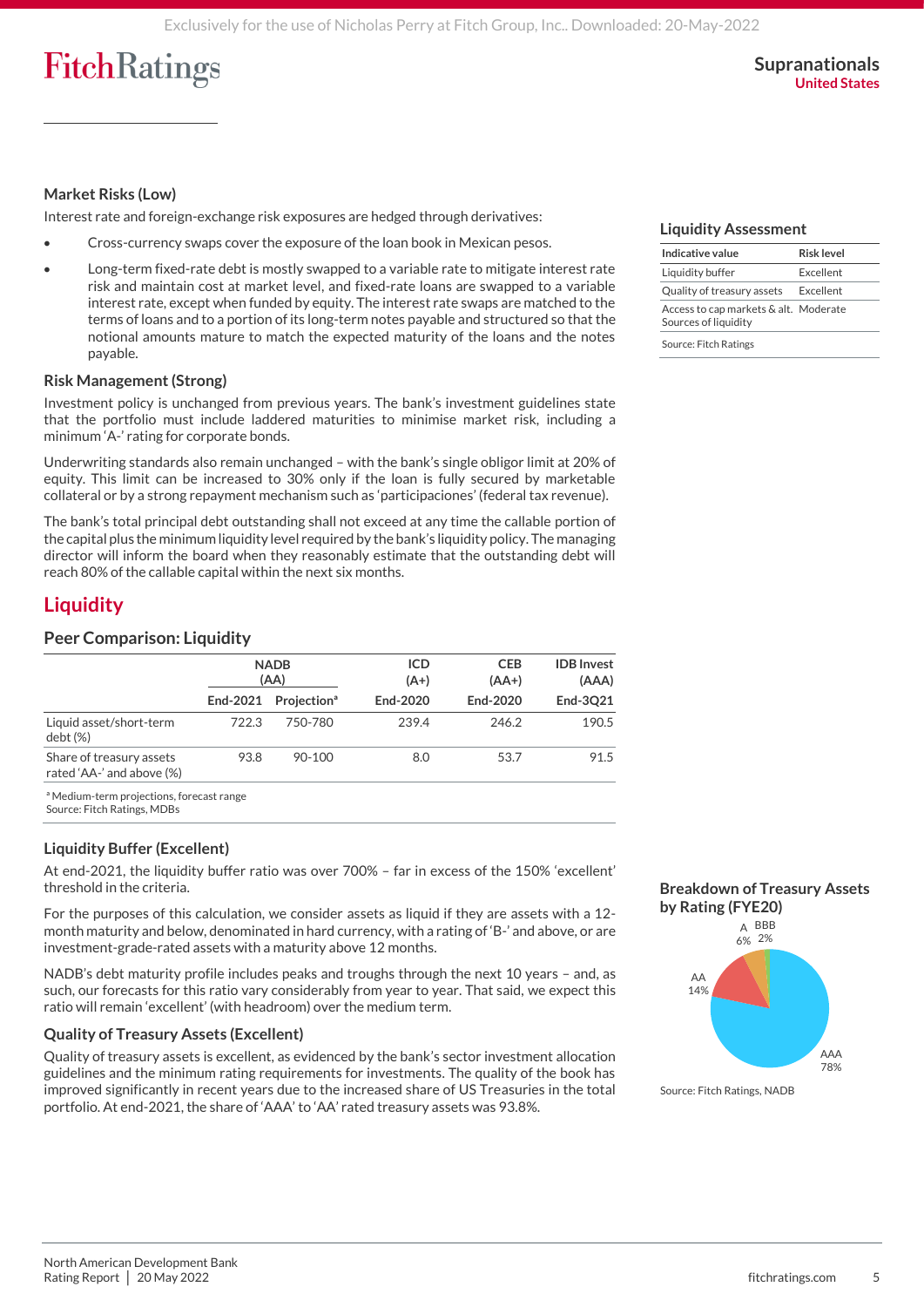### Market Risks (Low)

Interest rate and foreign-exchange risk exposures are hedged through derivatives:

- Cross-currency swaps cover the exposure of the loan book in Mexican pesos.
- Long-term fixed-rate debt is mostly swapped to a variable rate to mitigate interest rate risk and maintain cost at market level, and fixed-rate loans are swapped to a variable interest rate, except when funded by equity. The interest rate swaps are matched to the terms of loans and to a portion of its long-term notes payable and structured so that the notional amounts mature to match the expected maturity of the loans and the notes payable.

### Risk Management (Strong)

Investment policy is unchanged from previous years. The bank's investment guidelines state that the portfolio must include laddered maturities to minimise market risk, including a minimum 'A-' rating for corporate bonds.

Underwriting standards also remain unchanged – with the bank's single obligor limit at 20% of equity. This limit can be increased to 30% only if the loan is fully secured by marketable collateral or by a strong repayment mechanism such as 'participaciones' (federal tax revenue).

The bank's total principal debt outstanding shall not exceed at any time the callable portion of the capital plus the minimum liquidity level required by the bank's liquidity policy. The managing director will inform the board when they reasonably estimate that the outstanding debt will reach 80% of the callable capital within the next six months.

## Liquidity

### Peer Comparison: Liquidity

| | NADB (AA) | | ICD (A+) | CEB (AA+) | IDB Invest (AAA) |
|---|---|---|---|---|---|
| | End-2021 | Projection[a] | End-2020 | End-2020 | End-3Q21 |
| Liquid asset/short-term debt (%) | 722.3 | 750-780 | 239.4 | 246.2 | 190.5 |
| Share of treasury assets rated 'AA-' and above (%) | 93.8 | 90-100 | 8.0 | 53.7 | 91.5 |

[a] Medium-term projections, forecast range
Source: Fitch Ratings, MDBs

### Liquidity Assessment

| Indicative value | Risk level |
|---|---|
| Liquidity buffer | Excellent |
| Quality of treasury assets | Excellent |
| Access to cap markets & alt. Sources of liquidity | Moderate |

Source: Fitch Ratings

### Liquidity Buffer (Excellent)

At end-2021, the liquidity buffer ratio was over 700% – far in excess of the 150% 'excellent' threshold in the criteria.

For the purposes of this calculation, we consider assets as liquid if they are assets with a 12-month maturity and below, denominated in hard currency, with a rating of 'B-' and above, or are investment-grade-rated assets with a maturity above 12 months.

NADB's debt maturity profile includes peaks and troughs through the next 10 years – and, as such, our forecasts for this ratio vary considerably from year to year. That said, we expect this ratio will remain 'excellent' (with headroom) over the medium term.

### Quality of Treasury Assets (Excellent)

Quality of treasury assets is excellent, as evidenced by the bank's sector investment allocation guidelines and the minimum rating requirements for investments. The quality of the book has improved significantly in recent years due to the increased share of US Treasuries in the total portfolio. At end-2021, the share of 'AAA' to 'AA' rated treasury assets was 93.8%.

### Breakdown of Treasury Assets by Rating (FYE20)

AAA 78%, AA 14%, A 6%, BBB 2%

Source: Fitch Ratings, NADB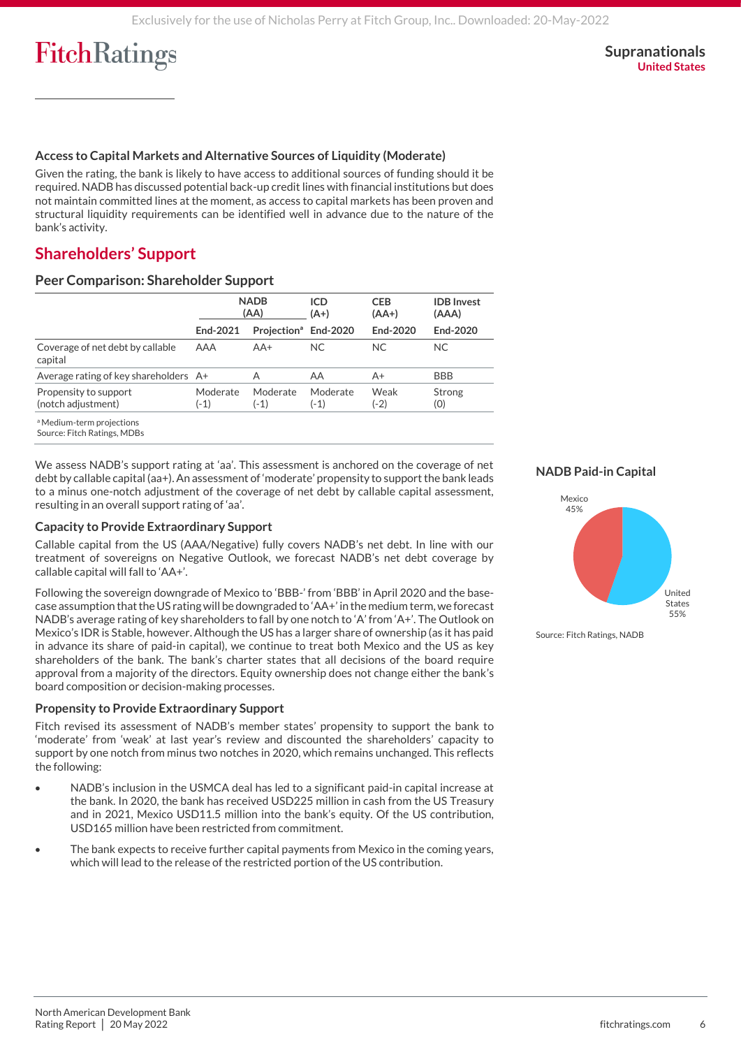### Access to Capital Markets and Alternative Sources of Liquidity (Moderate)

Given the rating, the bank is likely to have access to additional sources of funding should it be required. NADB has discussed potential back-up credit lines with financial institutions but does not maintain committed lines at the moment, as access to capital markets has been proven and structural liquidity requirements can be identified well in advance due to the nature of the bank's activity.

## Shareholders' Support

### Peer Comparison: Shareholder Support

| | NADB (AA) | | ICD (A+) | CEB (AA+) | IDB Invest (AAA) |
|---|---|---|---|---|---|
| | End-2021 | Projection[a] | End-2020 | End-2020 | End-2020 |
| Coverage of net debt by callable capital | AAA | AA+ | NC | NC | NC |
| Average rating of key shareholders | A+ | A | AA | A+ | BBB |
| Propensity to support (notch adjustment) | Moderate (-1) | Moderate (-1) | Moderate (-1) | Weak (-2) | Strong (0) |

[a] Medium-term projections
Source: Fitch Ratings, MDBs

We assess NADB's support rating at 'aa'. This assessment is anchored on the coverage of net debt by callable capital (aa+). An assessment of 'moderate' propensity to support the bank leads to a minus one-notch adjustment of the coverage of net debt by callable capital assessment, resulting in an overall support rating of 'aa'.

### Capacity to Provide Extraordinary Support

Callable capital from the US (AAA/Negative) fully covers NADB's net debt. In line with our treatment of sovereigns on Negative Outlook, we forecast NADB's net debt coverage by callable capital will fall to 'AA+'.

Following the sovereign downgrade of Mexico to 'BBB-' from 'BBB' in April 2020 and the base-case assumption that the US rating will be downgraded to 'AA+' in the medium term, we forecast NADB's average rating of key shareholders to fall by one notch to 'A' from 'A+'. The Outlook on Mexico's IDR is Stable, however. Although the US has a larger share of ownership (as it has paid in advance its share of paid-in capital), we continue to treat both Mexico and the US as key shareholders of the bank. The bank's charter states that all decisions of the board require approval from a majority of the directors. Equity ownership does not change either the bank's board composition or decision-making processes.

### Propensity to Provide Extraordinary Support

Fitch revised its assessment of NADB's member states' propensity to support the bank to 'moderate' from 'weak' at last year's review and discounted the shareholders' capacity to support by one notch from minus two notches in 2020, which remains unchanged. This reflects the following:

- NADB's inclusion in the USMCA deal has led to a significant paid-in capital increase at the bank. In 2020, the bank has received USD225 million in cash from the US Treasury and in 2021, Mexico USD11.5 million into the bank's equity. Of the US contribution, USD165 million have been restricted from commitment.
- The bank expects to receive further capital payments from Mexico in the coming years, which will lead to the release of the restricted portion of the US contribution.

### NADB Paid-in Capital

Mexico 45%
United States 55%

Source: Fitch Ratings, NADB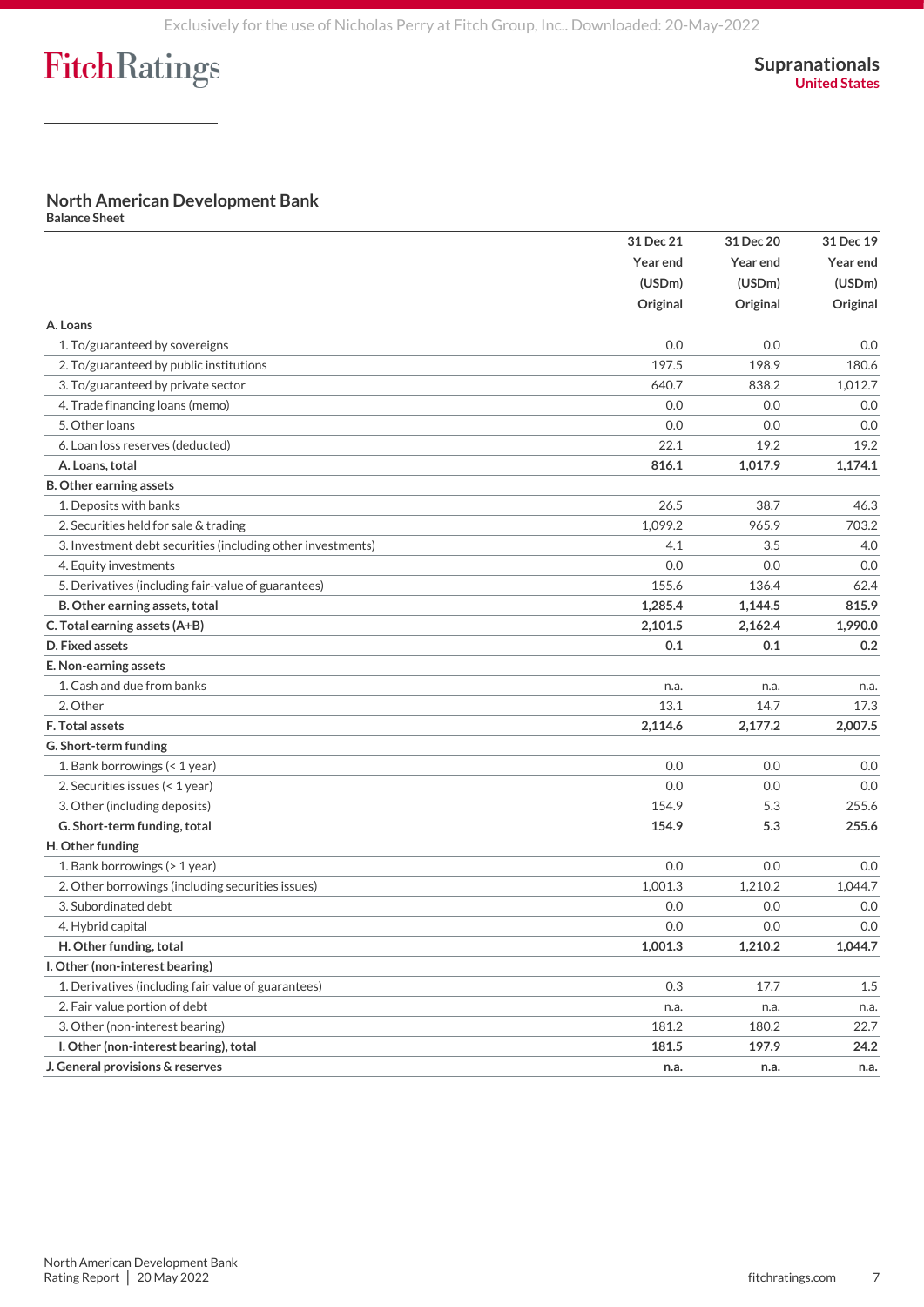## North American Development Bank

**Balance Sheet**

| | 31 Dec 21 Year end (USDm) Original | 31 Dec 20 Year end (USDm) Original | 31 Dec 19 Year end (USDm) Original |
|---|---|---|---|
| **A. Loans** | | | |
| 1. To/guaranteed by sovereigns | 0.0 | 0.0 | 0.0 |
| 2. To/guaranteed by public institutions | 197.5 | 198.9 | 180.6 |
| 3. To/guaranteed by private sector | 640.7 | 838.2 | 1,012.7 |
| 4. Trade financing loans (memo) | 0.0 | 0.0 | 0.0 |
| 5. Other loans | 0.0 | 0.0 | 0.0 |
| 6. Loan loss reserves (deducted) | 22.1 | 19.2 | 19.2 |
| **A. Loans, total** | **816.1** | **1,017.9** | **1,174.1** |
| **B. Other earning assets** | | | |
| 1. Deposits with banks | 26.5 | 38.7 | 46.3 |
| 2. Securities held for sale & trading | 1,099.2 | 965.9 | 703.2 |
| 3. Investment debt securities (including other investments) | 4.1 | 3.5 | 4.0 |
| 4. Equity investments | 0.0 | 0.0 | 0.0 |
| 5. Derivatives (including fair-value of guarantees) | 155.6 | 136.4 | 62.4 |
| **B. Other earning assets, total** | **1,285.4** | **1,144.5** | **815.9** |
| **C. Total earning assets (A+B)** | **2,101.5** | **2,162.4** | **1,990.0** |
| **D. Fixed assets** | **0.1** | **0.1** | **0.2** |
| **E. Non-earning assets** | | | |
| 1. Cash and due from banks | n.a. | n.a. | n.a. |
| 2. Other | 13.1 | 14.7 | 17.3 |
| **F. Total assets** | **2,114.6** | **2,177.2** | **2,007.5** |
| **G. Short-term funding** | | | |
| 1. Bank borrowings (< 1 year) | 0.0 | 0.0 | 0.0 |
| 2. Securities issues (< 1 year) | 0.0 | 0.0 | 0.0 |
| 3. Other (including deposits) | 154.9 | 5.3 | 255.6 |
| **G. Short-term funding, total** | **154.9** | **5.3** | **255.6** |
| **H. Other funding** | | | |
| 1. Bank borrowings (> 1 year) | 0.0 | 0.0 | 0.0 |
| 2. Other borrowings (including securities issues) | 1,001.3 | 1,210.2 | 1,044.7 |
| 3. Subordinated debt | 0.0 | 0.0 | 0.0 |
| 4. Hybrid capital | 0.0 | 0.0 | 0.0 |
| **H. Other funding, total** | **1,001.3** | **1,210.2** | **1,044.7** |
| **I. Other (non-interest bearing)** | | | |
| 1. Derivatives (including fair value of guarantees) | 0.3 | 17.7 | 1.5 |
| 2. Fair value portion of debt | n.a. | n.a. | n.a. |
| 3. Other (non-interest bearing) | 181.2 | 180.2 | 22.7 |
| **I. Other (non-interest bearing), total** | **181.5** | **197.9** | **24.2** |
| **J. General provisions & reserves** | **n.a.** | **n.a.** | **n.a.** |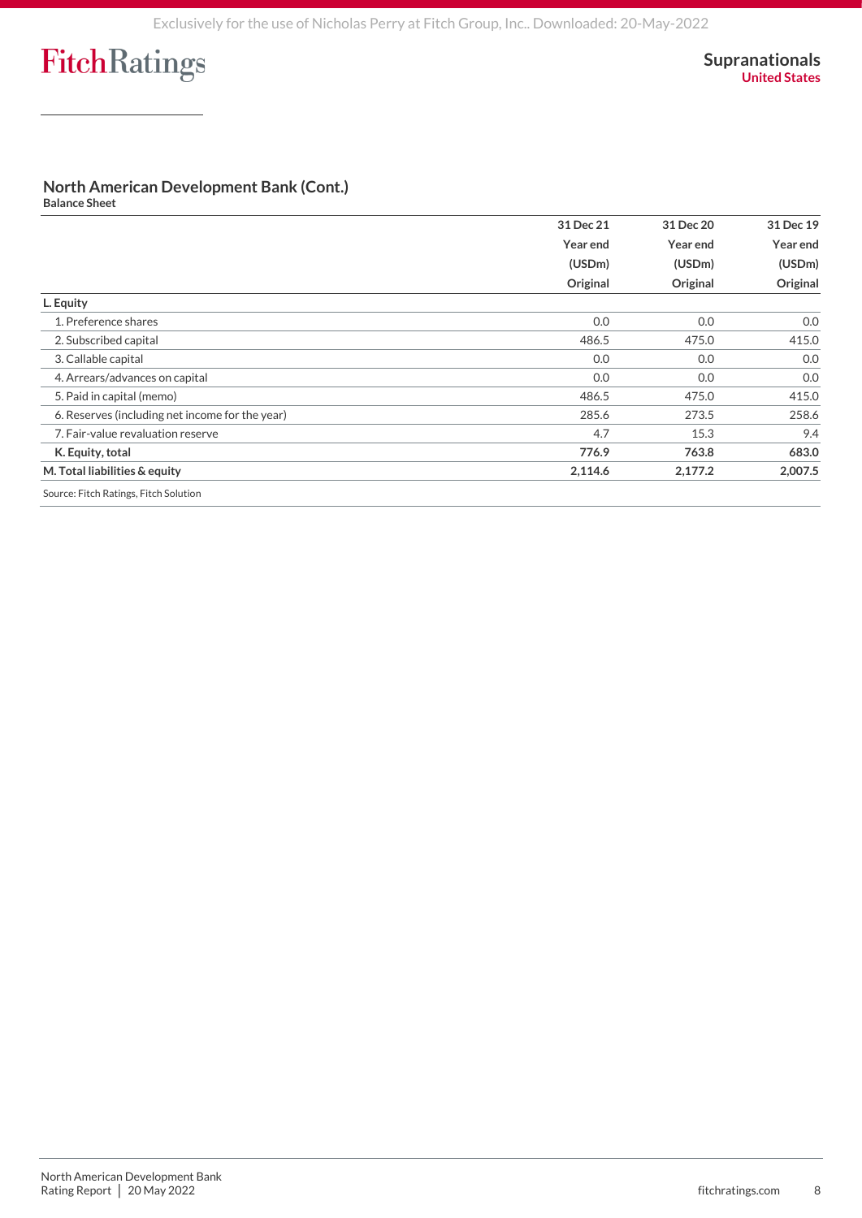## North American Development Bank (Cont.)

**Balance Sheet**

| | 31 Dec 21<br>Year end<br>(USDm)<br>Original | 31 Dec 20<br>Year end<br>(USDm)<br>Original | 31 Dec 19<br>Year end<br>(USDm)<br>Original |
|---|---|---|---|
| **L. Equity** | | | |
| 1. Preference shares | 0.0 | 0.0 | 0.0 |
| 2. Subscribed capital | 486.5 | 475.0 | 415.0 |
| 3. Callable capital | 0.0 | 0.0 | 0.0 |
| 4. Arrears/advances on capital | 0.0 | 0.0 | 0.0 |
| 5. Paid in capital (memo) | 486.5 | 475.0 | 415.0 |
| 6. Reserves (including net income for the year) | 285.6 | 273.5 | 258.6 |
| 7. Fair-value revaluation reserve | 4.7 | 15.3 | 9.4 |
| **K. Equity, total** | **776.9** | **763.8** | **683.0** |
| **M. Total liabilities & equity** | **2,114.6** | **2,177.2** | **2,007.5** |

Source: Fitch Ratings, Fitch Solution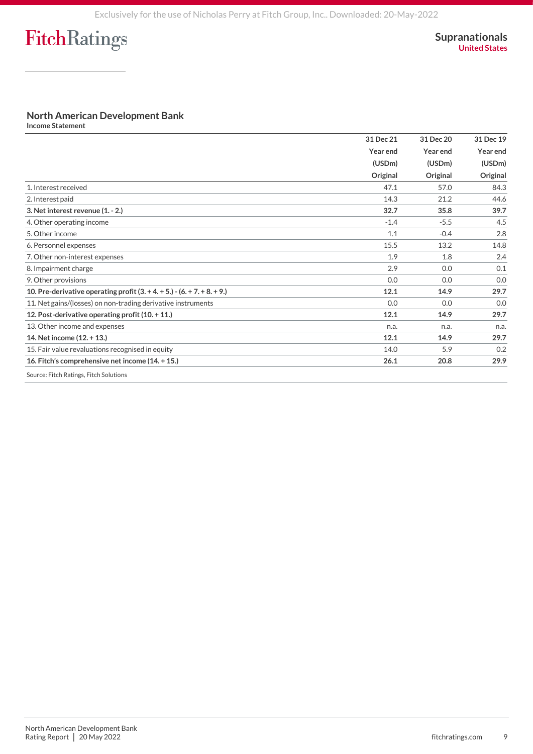## North American Development Bank

**Income Statement**

| | 31 Dec 21 Year end (USDm) Original | 31 Dec 20 Year end (USDm) Original | 31 Dec 19 Year end (USDm) Original |
|---|---|---|---|
| 1. Interest received | 47.1 | 57.0 | 84.3 |
| 2. Interest paid | 14.3 | 21.2 | 44.6 |
| **3. Net interest revenue (1. - 2.)** | **32.7** | **35.8** | **39.7** |
| 4. Other operating income | -1.4 | -5.5 | 4.5 |
| 5. Other income | 1.1 | -0.4 | 2.8 |
| 6. Personnel expenses | 15.5 | 13.2 | 14.8 |
| 7. Other non-interest expenses | 1.9 | 1.8 | 2.4 |
| 8. Impairment charge | 2.9 | 0.0 | 0.1 |
| 9. Other provisions | 0.0 | 0.0 | 0.0 |
| **10. Pre-derivative operating profit (3. + 4. + 5.) - (6. + 7. + 8. + 9.)** | **12.1** | **14.9** | **29.7** |
| 11. Net gains/(losses) on non-trading derivative instruments | 0.0 | 0.0 | 0.0 |
| **12. Post-derivative operating profit (10. + 11.)** | **12.1** | **14.9** | **29.7** |
| 13. Other income and expenses | n.a. | n.a. | n.a. |
| **14. Net income (12. + 13.)** | **12.1** | **14.9** | **29.7** |
| 15. Fair value revaluations recognised in equity | 14.0 | 5.9 | 0.2 |
| **16. Fitch's comprehensive net income (14. + 15.)** | **26.1** | **20.8** | **29.9** |

Source: Fitch Ratings, Fitch Solutions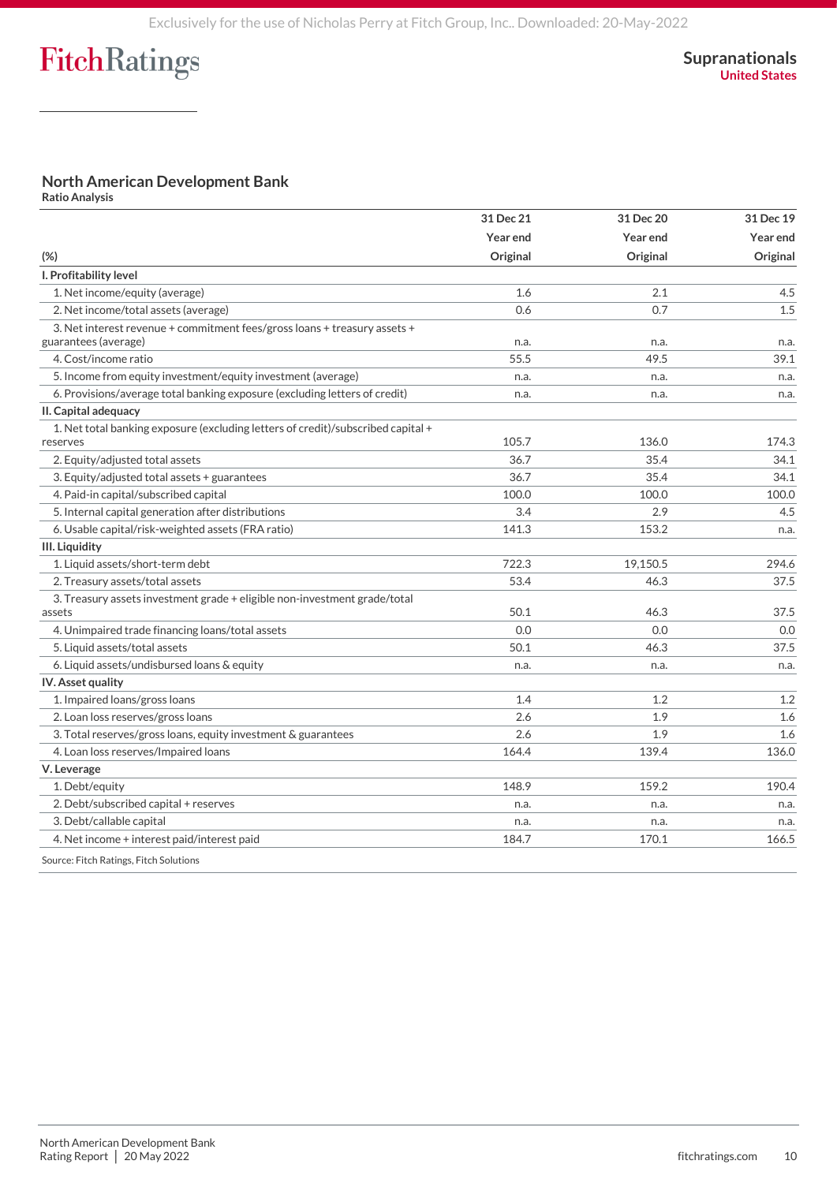## North American Development Bank

**Ratio Analysis**

| (%) | 31 Dec 21<br>Year end<br>Original | 31 Dec 20<br>Year end<br>Original | 31 Dec 19<br>Year end<br>Original |
|---|---|---|---|
| **I. Profitability level** | | | |
| 1. Net income/equity (average) | 1.6 | 2.1 | 4.5 |
| 2. Net income/total assets (average) | 0.6 | 0.7 | 1.5 |
| 3. Net interest revenue + commitment fees/gross loans + treasury assets + guarantees (average) | n.a. | n.a. | n.a. |
| 4. Cost/income ratio | 55.5 | 49.5 | 39.1 |
| 5. Income from equity investment/equity investment (average) | n.a. | n.a. | n.a. |
| 6. Provisions/average total banking exposure (excluding letters of credit) | n.a. | n.a. | n.a. |
| **II. Capital adequacy** | | | |
| 1. Net total banking exposure (excluding letters of credit)/subscribed capital + reserves | 105.7 | 136.0 | 174.3 |
| 2. Equity/adjusted total assets | 36.7 | 35.4 | 34.1 |
| 3. Equity/adjusted total assets + guarantees | 36.7 | 35.4 | 34.1 |
| 4. Paid-in capital/subscribed capital | 100.0 | 100.0 | 100.0 |
| 5. Internal capital generation after distributions | 3.4 | 2.9 | 4.5 |
| 6. Usable capital/risk-weighted assets (FRA ratio) | 141.3 | 153.2 | n.a. |
| **III. Liquidity** | | | |
| 1. Liquid assets/short-term debt | 722.3 | 19,150.5 | 294.6 |
| 2. Treasury assets/total assets | 53.4 | 46.3 | 37.5 |
| 3. Treasury assets investment grade + eligible non-investment grade/total assets | 50.1 | 46.3 | 37.5 |
| 4. Unimpaired trade financing loans/total assets | 0.0 | 0.0 | 0.0 |
| 5. Liquid assets/total assets | 50.1 | 46.3 | 37.5 |
| 6. Liquid assets/undisbursed loans & equity | n.a. | n.a. | n.a. |
| **IV. Asset quality** | | | |
| 1. Impaired loans/gross loans | 1.4 | 1.2 | 1.2 |
| 2. Loan loss reserves/gross loans | 2.6 | 1.9 | 1.6 |
| 3. Total reserves/gross loans, equity investment & guarantees | 2.6 | 1.9 | 1.6 |
| 4. Loan loss reserves/Impaired loans | 164.4 | 139.4 | 136.0 |
| **V. Leverage** | | | |
| 1. Debt/equity | 148.9 | 159.2 | 190.4 |
| 2. Debt/subscribed capital + reserves | n.a. | n.a. | n.a. |
| 3. Debt/callable capital | n.a. | n.a. | n.a. |
| 4. Net income + interest paid/interest paid | 184.7 | 170.1 | 166.5 |

Source: Fitch Ratings, Fitch Solutions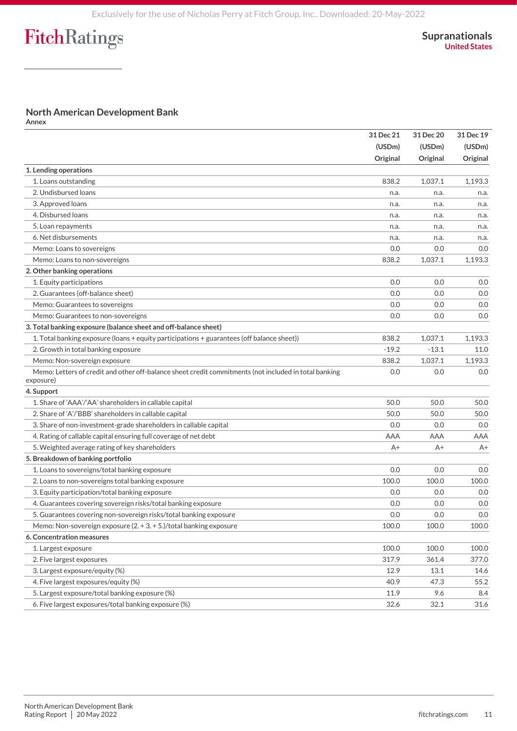## North American Development Bank

**Annex**

| | 31 Dec 21 (USDm) Original | 31 Dec 20 (USDm) Original | 31 Dec 19 (USDm) Original |
|---|---|---|---|
| **1. Lending operations** | | | |
| 1. Loans outstanding | 838.2 | 1,037.1 | 1,193.3 |
| 2. Undisbursed loans | n.a. | n.a. | n.a. |
| 3. Approved loans | n.a. | n.a. | n.a. |
| 4. Disbursed loans | n.a. | n.a. | n.a. |
| 5. Loan repayments | n.a. | n.a. | n.a. |
| 6. Net disbursements | n.a. | n.a. | n.a. |
| Memo: Loans to sovereigns | 0.0 | 0.0 | 0.0 |
| Memo: Loans to non-sovereigns | 838.2 | 1,037.1 | 1,193.3 |
| **2. Other banking operations** | | | |
| 1. Equity participations | 0.0 | 0.0 | 0.0 |
| 2. Guarantees (off-balance sheet) | 0.0 | 0.0 | 0.0 |
| Memo: Guarantees to sovereigns | 0.0 | 0.0 | 0.0 |
| Memo: Guarantees to non-sovereigns | 0.0 | 0.0 | 0.0 |
| **3. Total banking exposure (balance sheet and off-balance sheet)** | | | |
| 1. Total banking exposure (loans + equity participations + guarantees (off balance sheet)) | 838.2 | 1,037.1 | 1,193.3 |
| 2. Growth in total banking exposure | -19.2 | -13.1 | 11.0 |
| Memo: Non-sovereign exposure | 838.2 | 1,037.1 | 1,193.3 |
| Memo: Letters of credit and other off-balance sheet credit commitments (not included in total banking exposure) | 0.0 | 0.0 | 0.0 |
| **4. Support** | | | |
| 1. Share of 'AAA'/'AA' shareholders in callable capital | 50.0 | 50.0 | 50.0 |
| 2. Share of 'A'/'BBB' shareholders in callable capital | 50.0 | 50.0 | 50.0 |
| 3. Share of non-investment-grade shareholders in callable capital | 0.0 | 0.0 | 0.0 |
| 4. Rating of callable capital ensuring full coverage of net debt | AAA | AAA | AAA |
| 5. Weighted average rating of key shareholders | A+ | A+ | A+ |
| **5. Breakdown of banking portfolio** | | | |
| 1. Loans to sovereigns/total banking exposure | 0.0 | 0.0 | 0.0 |
| 2. Loans to non-sovereigns total banking exposure | 100.0 | 100.0 | 100.0 |
| 3. Equity participation/total banking exposure | 0.0 | 0.0 | 0.0 |
| 4. Guarantees covering sovereign risks/total banking exposure | 0.0 | 0.0 | 0.0 |
| 5. Guarantees covering non-sovereign risks/total banking exposure | 0.0 | 0.0 | 0.0 |
| Memo: Non-sovereign exposure (2. + 3. + 5.)/total banking exposure | 100.0 | 100.0 | 100.0 |
| **6. Concentration measures** | | | |
| 1. Largest exposure | 100.0 | 100.0 | 100.0 |
| 2. Five largest exposures | 317.9 | 361.4 | 377.0 |
| 3. Largest exposure/equity (%) | 12.9 | 13.1 | 14.6 |
| 4. Five largest exposures/equity (%) | 40.9 | 47.3 | 55.2 |
| 5. Largest exposure/total banking exposure (%) | 11.9 | 9.6 | 8.4 |
| 6. Five largest exposures/total banking exposure (%) | 32.6 | 32.1 | 31.6 |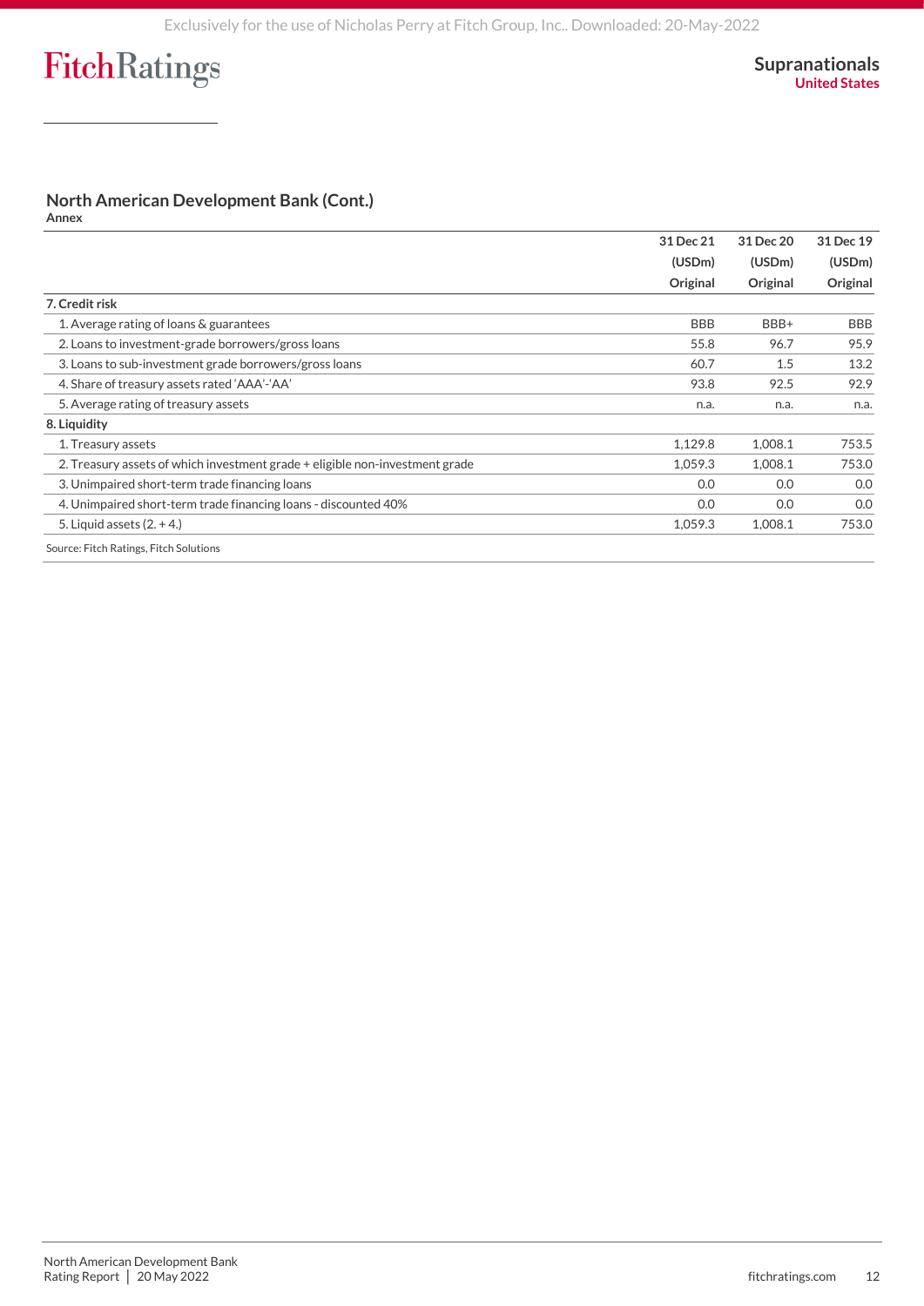## North American Development Bank (Cont.)

**Annex**

| | 31 Dec 21 (USDm) Original | 31 Dec 20 (USDm) Original | 31 Dec 19 (USDm) Original |
|---|---|---|---|
| **7. Credit risk** | | | |
| 1. Average rating of loans & guarantees | BBB | BBB+ | BBB |
| 2. Loans to investment-grade borrowers/gross loans | 55.8 | 96.7 | 95.9 |
| 3. Loans to sub-investment grade borrowers/gross loans | 60.7 | 1.5 | 13.2 |
| 4. Share of treasury assets rated 'AAA'-'AA' | 93.8 | 92.5 | 92.9 |
| 5. Average rating of treasury assets | n.a. | n.a. | n.a. |
| **8. Liquidity** | | | |
| 1. Treasury assets | 1,129.8 | 1,008.1 | 753.5 |
| 2. Treasury assets of which investment grade + eligible non-investment grade | 1,059.3 | 1,008.1 | 753.0 |
| 3. Unimpaired short-term trade financing loans | 0.0 | 0.0 | 0.0 |
| 4. Unimpaired short-term trade financing loans - discounted 40% | 0.0 | 0.0 | 0.0 |
| 5. Liquid assets (2. + 4.) | 1,059.3 | 1,008.1 | 753.0 |

Source: Fitch Ratings, Fitch Solutions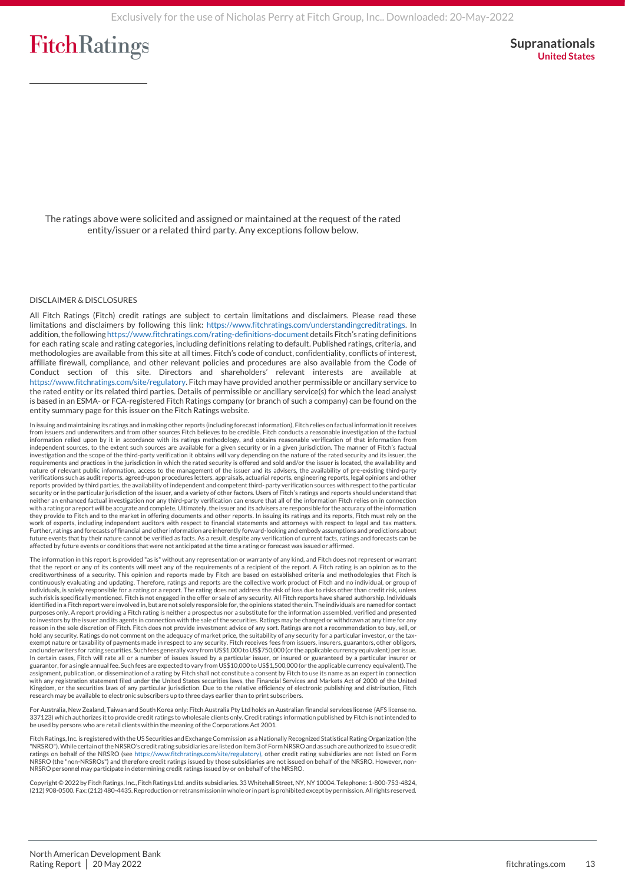The ratings above were solicited and assigned or maintained at the request of the rated entity/issuer or a related third party. Any exceptions follow below.

DISCLAIMER & DISCLOSURES

All Fitch Ratings (Fitch) credit ratings are subject to certain limitations and disclaimers. Please read these limitations and disclaimers by following this link: https://www.fitchratings.com/understandingcreditratings. In addition, the following https://www.fitchratings.com/rating-definitions-document details Fitch's rating definitions for each rating scale and rating categories, including definitions relating to default. Published ratings, criteria, and methodologies are available from this site at all times. Fitch's code of conduct, confidentiality, conflicts of interest, affiliate firewall, compliance, and other relevant policies and procedures are also available from the Code of Conduct section of this site. Directors and shareholders' relevant interests are available at https://www.fitchratings.com/site/regulatory. Fitch may have provided another permissible or ancillary service to the rated entity or its related third parties. Details of permissible or ancillary service(s) for which the lead analyst is based in an ESMA- or FCA-registered Fitch Ratings company (or branch of such a company) can be found on the entity summary page for this issuer on the Fitch Ratings website.

In issuing and maintaining its ratings and in making other reports (including forecast information), Fitch relies on factual information it receives from issuers and underwriters and from other sources Fitch believes to be credible. Fitch conducts a reasonable investigation of the factual information relied upon by it in accordance with its ratings methodology, and obtains reasonable verification of that information from independent sources, to the extent such sources are available for a given security or in a given jurisdiction. The manner of Fitch's factual investigation and the scope of the third-party verification it obtains will vary depending on the nature of the rated security and its issuer, the requirements and practices in the jurisdiction in which the rated security is offered and sold and/or the issuer is located, the availability and nature of relevant public information, access to the management of the issuer and its advisers, the availability of pre-existing third-party verifications such as audit reports, agreed-upon procedures letters, appraisals, actuarial reports, engineering reports, legal opinions and other reports provided by third parties, the availability of independent and competent third- party verification sources with respect to the particular security or in the particular jurisdiction of the issuer, and a variety of other factors. Users of Fitch's ratings and reports should understand that neither an enhanced factual investigation nor any third-party verification can ensure that all of the information Fitch relies on in connection with a rating or a report will be accurate and complete. Ultimately, the issuer and its advisers are responsible for the accuracy of the information they provide to Fitch and to the market in offering documents and other reports. In issuing its ratings and its reports, Fitch must rely on the work of experts, including independent auditors with respect to financial statements and attorneys with respect to legal and tax matters. Further, ratings and forecasts of financial and other information are inherently forward-looking and embody assumptions and predictions about future events that by their nature cannot be verified as facts. As a result, despite any verification of current facts, ratings and forecasts can be affected by future events or conditions that were not anticipated at the time a rating or forecast was issued or affirmed.

The information in this report is provided "as is" without any representation or warranty of any kind, and Fitch does not represent or warrant that the report or any of its contents will meet any of the requirements of a recipient of the report. A Fitch rating is an opinion as to the creditworthiness of a security. This opinion and reports made by Fitch are based on established criteria and methodologies that Fitch is continuously evaluating and updating. Therefore, ratings and reports are the collective work product of Fitch and no individual, or group of individuals, is solely responsible for a rating or a report. The rating does not address the risk of loss due to risks other than credit risk, unless such risk is specifically mentioned. Fitch is not engaged in the offer or sale of any security. All Fitch reports have shared authorship. Individuals identified in a Fitch report were involved in, but are not solely responsible for, the opinions stated therein. The individuals are named for contact purposes only. A report providing a Fitch rating is neither a prospectus nor a substitute for the information assembled, verified and presented to investors by the issuer and its agents in connection with the sale of the securities. Ratings may be changed or withdrawn at any time for any reason in the sole discretion of Fitch. Fitch does not provide investment advice of any sort. Ratings are not a recommendation to buy, sell, or hold any security. Ratings do not comment on the adequacy of market price, the suitability of any security for a particular investor, or the tax-exempt nature or taxability of payments made in respect to any security. Fitch receives fees from issuers, insurers, guarantors, other obligors, and underwriters for rating securities. Such fees generally vary from US$1,000 to US$750,000 (or the applicable currency equivalent) per issue. In certain cases, Fitch will rate all or a number of issues issued by a particular issuer, or insured or guaranteed by a particular insurer or guarantor, for a single annual fee. Such fees are expected to vary from US$10,000 to US$1,500,000 (or the applicable currency equivalent). The assignment, publication, or dissemination of a rating by Fitch shall not constitute a consent by Fitch to use its name as an expert in connection with any registration statement filed under the United States securities laws, the Financial Services and Markets Act of 2000 of the United Kingdom, or the securities laws of any particular jurisdiction. Due to the relative efficiency of electronic publishing and distribution, Fitch research may be available to electronic subscribers up to three days earlier than to print subscribers.

For Australia, New Zealand, Taiwan and South Korea only: Fitch Australia Pty Ltd holds an Australian financial services license (AFS license no. 337123) which authorizes it to provide credit ratings to wholesale clients only. Credit ratings information published by Fitch is not intended to be used by persons who are retail clients within the meaning of the Corporations Act 2001.

Fitch Ratings, Inc. is registered with the US Securities and Exchange Commission as a Nationally Recognized Statistical Rating Organization (the "NRSRO"). While certain of the NRSRO's credit rating subsidiaries are listed on Item 3 of Form NRSRO and as such are authorized to issue credit ratings on behalf of the NRSRO (see https://www.fitchratings.com/site/regulatory), other credit rating subsidiaries are not listed on Form NRSRO (the "non-NRSROs") and therefore credit ratings issued by those subsidiaries are not issued on behalf of the NRSRO. However, non-NRSRO personnel may participate in determining credit ratings issued by or on behalf of the NRSRO.

Copyright © 2022 by Fitch Ratings, Inc., Fitch Ratings Ltd. and its subsidiaries. 33 Whitehall Street, NY, NY 10004. Telephone: 1-800-753-4824, (212) 908-0500. Fax: (212) 480-4435. Reproduction or retransmission in whole or in part is prohibited except by permission. All rights reserved.